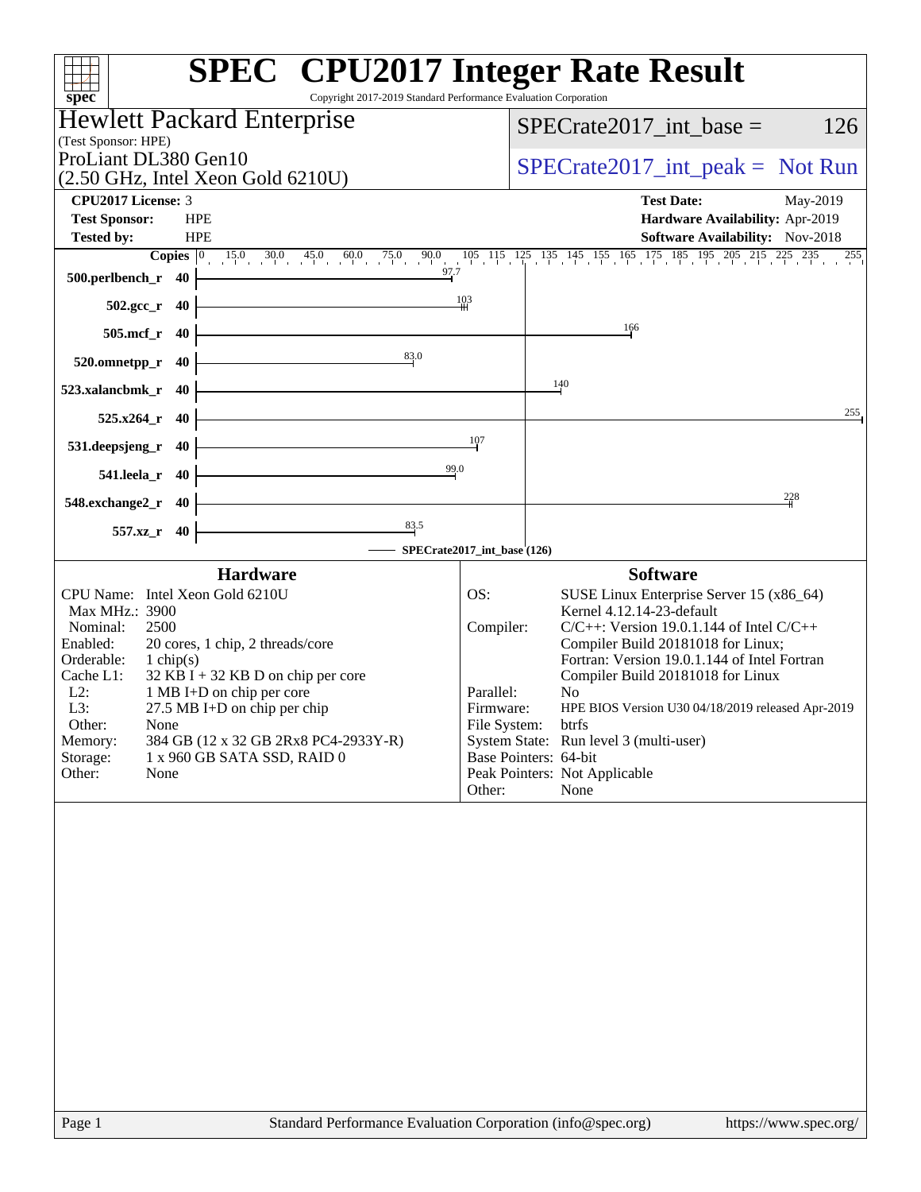# SPEC CPU2017 Integer Rate Result

Copyright 2017-2019 Standard Performance Evaluation Corporation

**Hewlett Packard Enterprise**
(Test Sponsor: HPE)

ProLiant DL380 Gen10
(2.50 GHz, Intel Xeon Gold 6210U)

SPECrate2017_int_base = 126

SPECrate2017_int_peak = Not Run

| | | | |
|---|---|---|---|
| **CPU2017 License:** | 3 | **Test Date:** | May-2019 |
| **Test Sponsor:** | HPE | **Hardware Availability:** | Apr-2019 |
| **Tested by:** | HPE | **Software Availability:** | Nov-2018 |

| Benchmark | Copies | Base |
|---|---|---|
| 500.perlbench_r | 40 | 97.7 |
| 502.gcc_r | 40 | 103 |
| 505.mcf_r | 40 | 166 |
| 520.omnetpp_r | 40 | 83.0 |
| 523.xalancbmk_r | 40 | 140 |
| 525.x264_r | 40 | 255 |
| 531.deepsjeng_r | 40 | 107 |
| 541.leela_r | 40 | 99.0 |
| 548.exchange2_r | 40 | 228 |
| 557.xz_r | 40 | 83.5 |

SPECrate2017_int_base (126)

## Hardware

| | |
|---|---|
| CPU Name: | Intel Xeon Gold 6210U |
| Max MHz.: | 3900 |
| Nominal: | 2500 |
| Enabled: | 20 cores, 1 chip, 2 threads/core |
| Orderable: | 1 chip(s) |
| Cache L1: | 32 KB I + 32 KB D on chip per core |
| L2: | 1 MB I+D on chip per core |
| L3: | 27.5 MB I+D on chip per chip |
| Other: | None |
| Memory: | 384 GB (12 x 32 GB 2Rx8 PC4-2933Y-R) |
| Storage: | 1 x 960 GB SATA SSD, RAID 0 |
| Other: | None |

## Software

| | |
|---|---|
| OS: | SUSE Linux Enterprise Server 15 (x86_64) Kernel 4.12.14-23-default |
| Compiler: | C/C++: Version 19.0.1.144 of Intel C/C++ Compiler Build 20181018 for Linux; Fortran: Version 19.0.1.144 of Intel Fortran Compiler Build 20181018 for Linux |
| Parallel: | No |
| Firmware: | HPE BIOS Version U30 04/18/2019 released Apr-2019 |
| File System: | btrfs |
| System State: | Run level 3 (multi-user) |
| Base Pointers: | 64-bit |
| Peak Pointers: | Not Applicable |
| Other: | None |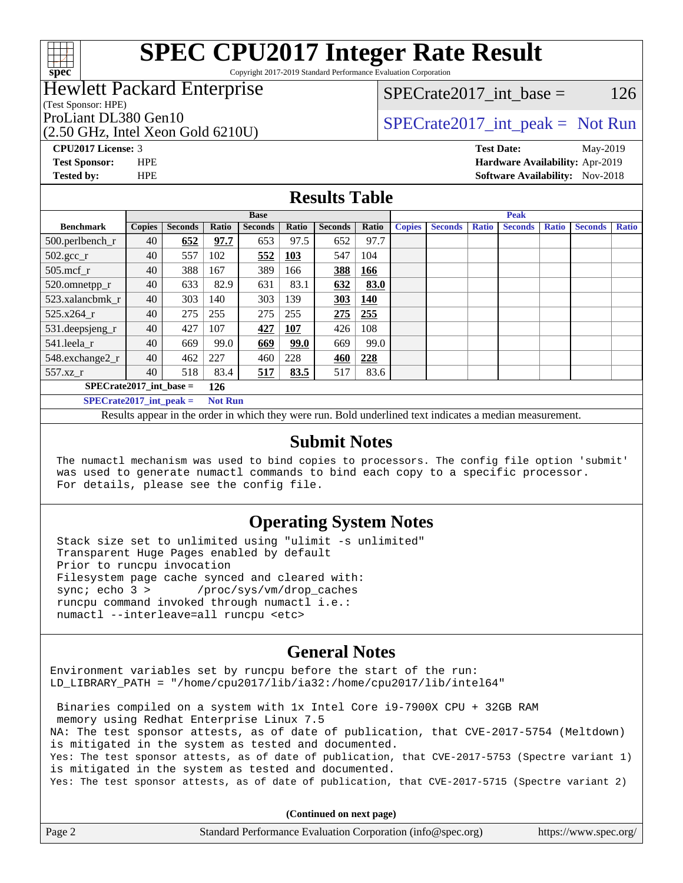# SPEC CPU2017 Integer Rate Result

Copyright 2017-2019 Standard Performance Evaluation Corporation

**Hewlett Packard Enterprise**
(Test Sponsor: HPE)
ProLiant DL380 Gen10
(2.50 GHz, Intel Xeon Gold 6210U)

SPECrate2017_int_base = 126

SPECrate2017_int_peak = Not Run

**CPU2017 License:** 3
**Test Sponsor:** HPE
**Tested by:** HPE

**Test Date:** May-2019
**Hardware Availability:** Apr-2019
**Software Availability:** Nov-2018

## Results Table

| Benchmark | Base | | | | | | | Peak | | | | | | |
|---|---|---|---|---|---|---|---|---|---|---|---|---|---|---|
| | Copies | Seconds | Ratio | Seconds | Ratio | Seconds | Ratio | Copies | Seconds | Ratio | Seconds | Ratio | Seconds | Ratio |
| 500.perlbench_r | 40 | **652** | **97.7** | 653 | 97.5 | 652 | 97.7 | | | | | | | |
| 502.gcc_r | 40 | 557 | 102 | **552** | **103** | 547 | 104 | | | | | | | |
| 505.mcf_r | 40 | 388 | 167 | 389 | 166 | **388** | **166** | | | | | | | |
| 520.omnetpp_r | 40 | 633 | 82.9 | 631 | 83.1 | **632** | **83.0** | | | | | | | |
| 523.xalancbmk_r | 40 | 303 | 140 | 303 | 139 | **303** | **140** | | | | | | | |
| 525.x264_r | 40 | 275 | 255 | 275 | 255 | **275** | **255** | | | | | | | |
| 531.deepsjeng_r | 40 | 427 | 107 | **427** | **107** | 426 | 108 | | | | | | | |
| 541.leela_r | 40 | 669 | 99.0 | **669** | **99.0** | 669 | 99.0 | | | | | | | |
| 548.exchange2_r | 40 | 462 | 227 | 460 | 228 | **460** | **228** | | | | | | | |
| 557.xz_r | 40 | 518 | 83.4 | **517** | **83.5** | 517 | 83.6 | | | | | | | |

**SPECrate2017_int_base = 126**

**SPECrate2017_int_peak = Not Run**

Results appear in the order in which they were run. Bold underlined text indicates a median measurement.

## Submit Notes

```
The numactl mechanism was used to bind copies to processors. The config file option 'submit'
was used to generate numactl commands to bind each copy to a specific processor.
For details, please see the config file.
```

## Operating System Notes

```
Stack size set to unlimited using "ulimit -s unlimited"
Transparent Huge Pages enabled by default
Prior to runcpu invocation
Filesystem page cache synced and cleared with:
sync; echo 3 >       /proc/sys/vm/drop_caches
runcpu command invoked through numactl i.e.:
numactl --interleave=all runcpu <etc>
```

## General Notes

```
Environment variables set by runcpu before the start of the run:
LD_LIBRARY_PATH = "/home/cpu2017/lib/ia32:/home/cpu2017/lib/intel64"

 Binaries compiled on a system with 1x Intel Core i9-7900X CPU + 32GB RAM
 memory using Redhat Enterprise Linux 7.5
NA: The test sponsor attests, as of date of publication, that CVE-2017-5754 (Meltdown)
is mitigated in the system as tested and documented.
Yes: The test sponsor attests, as of date of publication, that CVE-2017-5753 (Spectre variant 1)
is mitigated in the system as tested and documented.
Yes: The test sponsor attests, as of date of publication, that CVE-2017-5715 (Spectre variant 2)
```

**(Continued on next page)**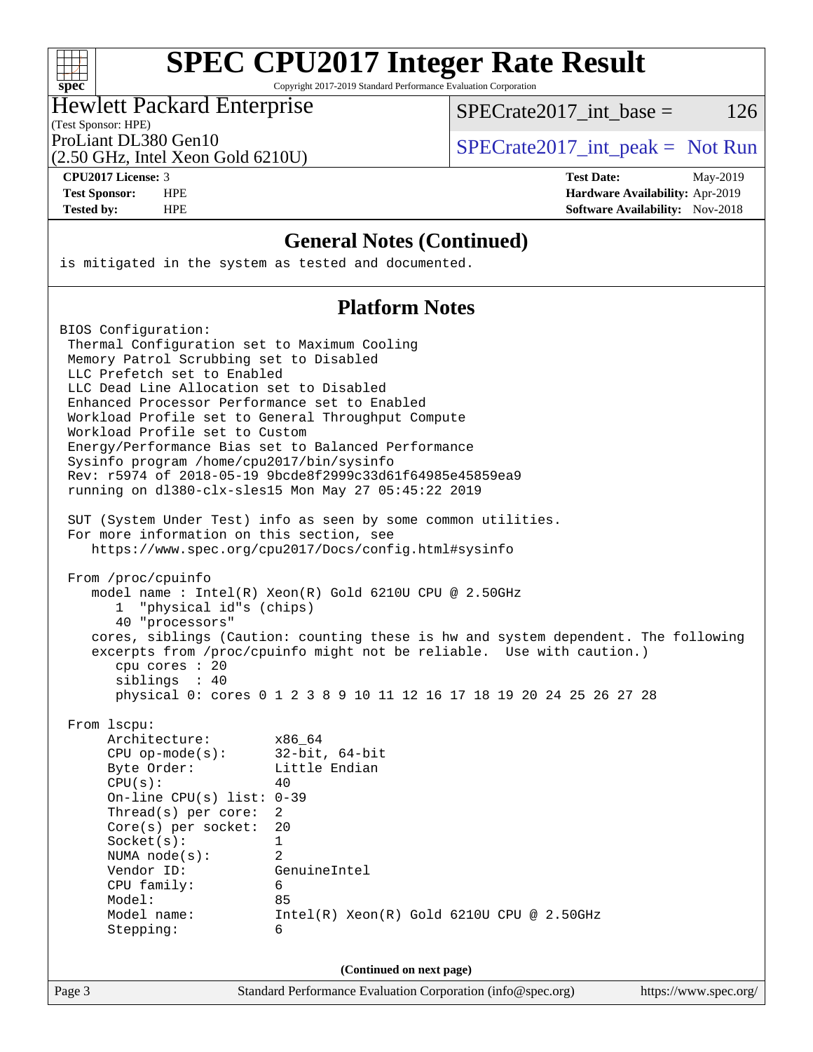# SPEC CPU2017 Integer Rate Result

Copyright 2017-2019 Standard Performance Evaluation Corporation

**Hewlett Packard Enterprise**
(Test Sponsor: HPE)
ProLiant DL380 Gen10
(2.50 GHz, Intel Xeon Gold 6210U)

SPECrate2017_int_base = 126

SPECrate2017_int_peak = Not Run

**CPU2017 License:** 3
**Test Sponsor:** HPE
**Tested by:** HPE

**Test Date:** May-2019
**Hardware Availability:** Apr-2019
**Software Availability:** Nov-2018

## General Notes (Continued)

```
is mitigated in the system as tested and documented.
```

## Platform Notes

```
BIOS Configuration:
 Thermal Configuration set to Maximum Cooling
 Memory Patrol Scrubbing set to Disabled
 LLC Prefetch set to Enabled
 LLC Dead Line Allocation set to Disabled
 Enhanced Processor Performance set to Enabled
 Workload Profile set to General Throughput Compute
 Workload Profile set to Custom
 Energy/Performance Bias set to Balanced Performance
 Sysinfo program /home/cpu2017/bin/sysinfo
 Rev: r5974 of 2018-05-19 9bcde8f2999c33d61f64985e45859ea9
 running on dl380-clx-sles15 Mon May 27 05:45:22 2019

 SUT (System Under Test) info as seen by some common utilities.
 For more information on this section, see
    https://www.spec.org/cpu2017/Docs/config.html#sysinfo

 From /proc/cpuinfo
    model name : Intel(R) Xeon(R) Gold 6210U CPU @ 2.50GHz
       1  "physical id"s (chips)
       40 "processors"
    cores, siblings (Caution: counting these is hw and system dependent. The following
    excerpts from /proc/cpuinfo might not be reliable.  Use with caution.)
       cpu cores : 20
       siblings  : 40
       physical 0: cores 0 1 2 3 8 9 10 11 12 16 17 18 19 20 24 25 26 27 28

 From lscpu:
      Architecture:        x86_64
      CPU op-mode(s):      32-bit, 64-bit
      Byte Order:          Little Endian
      CPU(s):              40
      On-line CPU(s) list: 0-39
      Thread(s) per core:  2
      Core(s) per socket:  20
      Socket(s):           1
      NUMA node(s):        2
      Vendor ID:           GenuineIntel
      CPU family:          6
      Model:               85
      Model name:          Intel(R) Xeon(R) Gold 6210U CPU @ 2.50GHz
      Stepping:            6
```

(Continued on next page)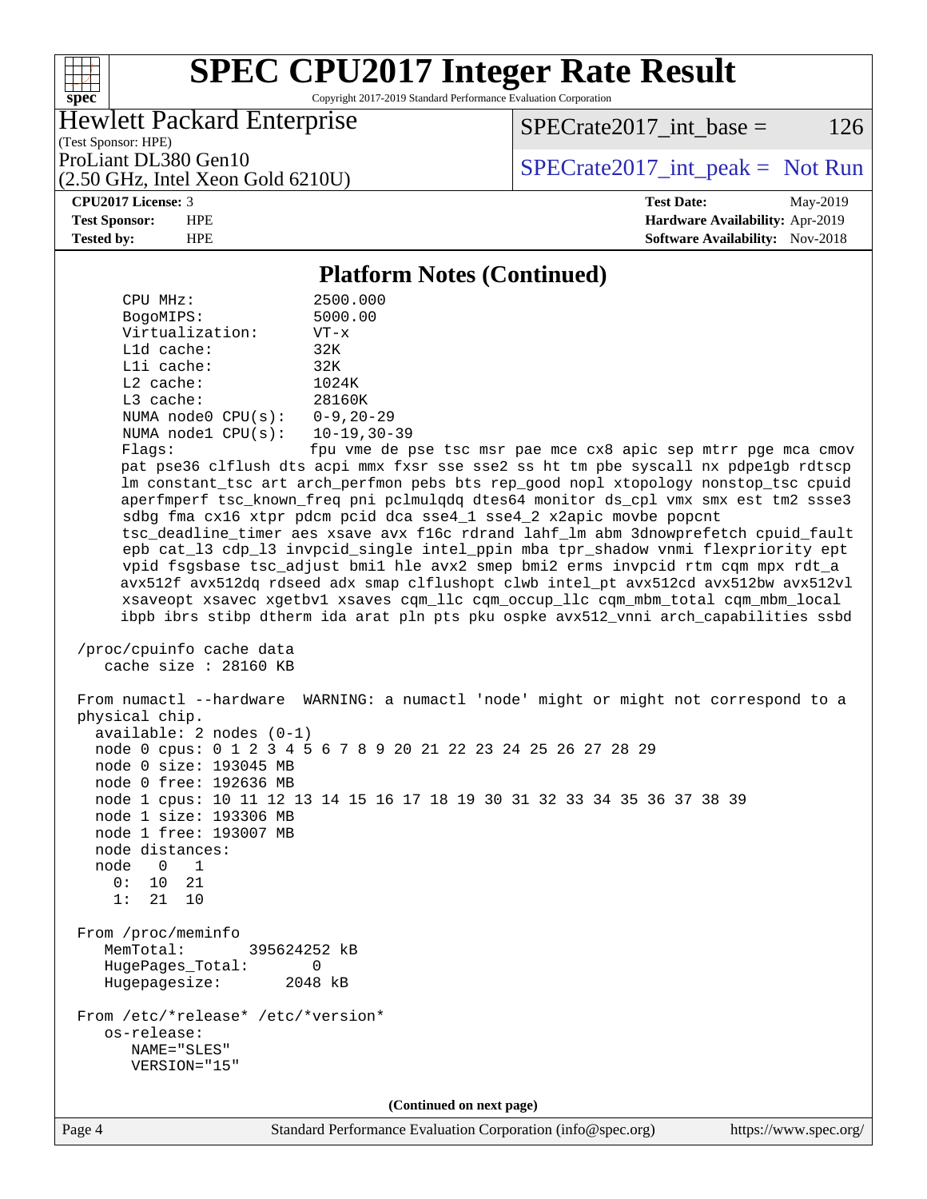## Platform Notes (Continued)

```
CPU MHz:               2500.000
BogoMIPS:              5000.00
Virtualization:        VT-x
L1d cache:             32K
L1i cache:             32K
L2 cache:              1024K
L3 cache:              28160K
NUMA node0 CPU(s):     0-9,20-29
NUMA node1 CPU(s):     10-19,30-39
Flags:                 fpu vme de pse tsc msr pae mce cx8 apic sep mtrr pge mca cmov
pat pse36 clflush dts acpi mmx fxsr sse sse2 ss ht tm pbe syscall nx pdpe1gb rdtscp
lm constant_tsc art arch_perfmon pebs bts rep_good nopl xtopology nonstop_tsc cpuid
aperfmperf tsc_known_freq pni pclmulqdq dtes64 monitor ds_cpl vmx smx est tm2 ssse3
sdbg fma cx16 xtpr pdcm pcid dca sse4_1 sse4_2 x2apic movbe popcnt
tsc_deadline_timer aes xsave avx f16c rdrand lahf_lm abm 3dnowprefetch cpuid_fault
epb cat_l3 cdp_l3 invpcid_single intel_ppin mba tpr_shadow vnmi flexpriority ept
vpid fsgsbase tsc_adjust bmi1 hle avx2 smep bmi2 erms invpcid rtm cqm mpx rdt_a
avx512f avx512dq rdseed adx smap clflushopt clwb intel_pt avx512cd avx512bw avx512vl
xsaveopt xsavec xgetbv1 xsaves cqm_llc cqm_occup_llc cqm_mbm_total cqm_mbm_local
ibpb ibrs stibp dtherm ida arat pln pts pku ospke avx512_vnni arch_capabilities ssbd

/proc/cpuinfo cache data
   cache size : 28160 KB

From numactl --hardware  WARNING: a numactl 'node' might or might not correspond to a
physical chip.
  available: 2 nodes (0-1)
  node 0 cpus: 0 1 2 3 4 5 6 7 8 9 20 21 22 23 24 25 26 27 28 29
  node 0 size: 193045 MB
  node 0 free: 192636 MB
  node 1 cpus: 10 11 12 13 14 15 16 17 18 19 30 31 32 33 34 35 36 37 38 39
  node 1 size: 193306 MB
  node 1 free: 193007 MB
  node distances:
  node   0   1
    0:  10  21
    1:  21  10

From /proc/meminfo
   MemTotal:       395624252 kB
   HugePages_Total:       0
   Hugepagesize:       2048 kB

From /etc/*release* /etc/*version*
   os-release:
      NAME="SLES"
      VERSION="15"
```

(Continued on next page)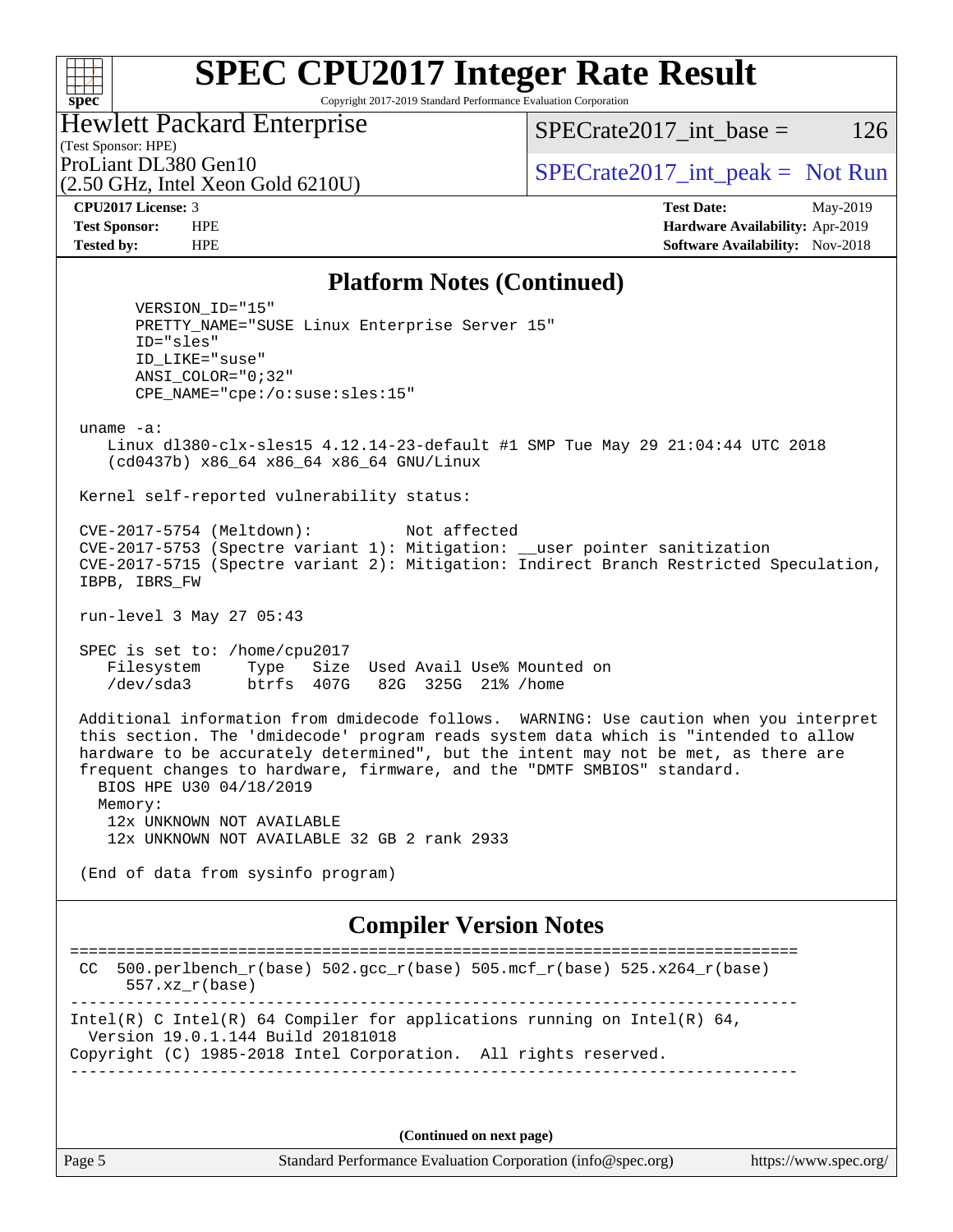# SPEC CPU2017 Integer Rate Result

Copyright 2017-2019 Standard Performance Evaluation Corporation

**Hewlett Packard Enterprise**
(Test Sponsor: HPE)
ProLiant DL380 Gen10
(2.50 GHz, Intel Xeon Gold 6210U)

SPECrate2017_int_base = 126

SPECrate2017_int_peak = Not Run

**CPU2017 License:** 3
**Test Sponsor:** HPE
**Tested by:** HPE

**Test Date:** May-2019
**Hardware Availability:** Apr-2019
**Software Availability:** Nov-2018

## Platform Notes (Continued)

```
       VERSION_ID="15"
       PRETTY_NAME="SUSE Linux Enterprise Server 15"
       ID="sles"
       ID_LIKE="suse"
       ANSI_COLOR="0;32"
       CPE_NAME="cpe:/o:suse:sles:15"

 uname -a:
    Linux dl380-clx-sles15 4.12.14-23-default #1 SMP Tue May 29 21:04:44 UTC 2018
    (cd0437b) x86_64 x86_64 x86_64 GNU/Linux

 Kernel self-reported vulnerability status:

 CVE-2017-5754 (Meltdown):          Not affected
 CVE-2017-5753 (Spectre variant 1): Mitigation: __user pointer sanitization
 CVE-2017-5715 (Spectre variant 2): Mitigation: Indirect Branch Restricted Speculation,
 IBPB, IBRS_FW

 run-level 3 May 27 05:43

 SPEC is set to: /home/cpu2017
    Filesystem     Type   Size  Used Avail Use% Mounted on
    /dev/sda3      btrfs  407G   82G  325G  21% /home

 Additional information from dmidecode follows.  WARNING: Use caution when you interpret
 this section. The 'dmidecode' program reads system data which is "intended to allow
 hardware to be accurately determined", but the intent may not be met, as there are
 frequent changes to hardware, firmware, and the "DMTF SMBIOS" standard.
   BIOS HPE U30 04/18/2019
   Memory:
    12x UNKNOWN NOT AVAILABLE
    12x UNKNOWN NOT AVAILABLE 32 GB 2 rank 2933

 (End of data from sysinfo program)
```

## Compiler Version Notes

```
==============================================================================
 CC  500.perlbench_r(base) 502.gcc_r(base) 505.mcf_r(base) 525.x264_r(base)
      557.xz_r(base)
------------------------------------------------------------------------------
Intel(R) C Intel(R) 64 Compiler for applications running on Intel(R) 64,
  Version 19.0.1.144 Build 20181018
Copyright (C) 1985-2018 Intel Corporation.  All rights reserved.
------------------------------------------------------------------------------
```

(Continued on next page)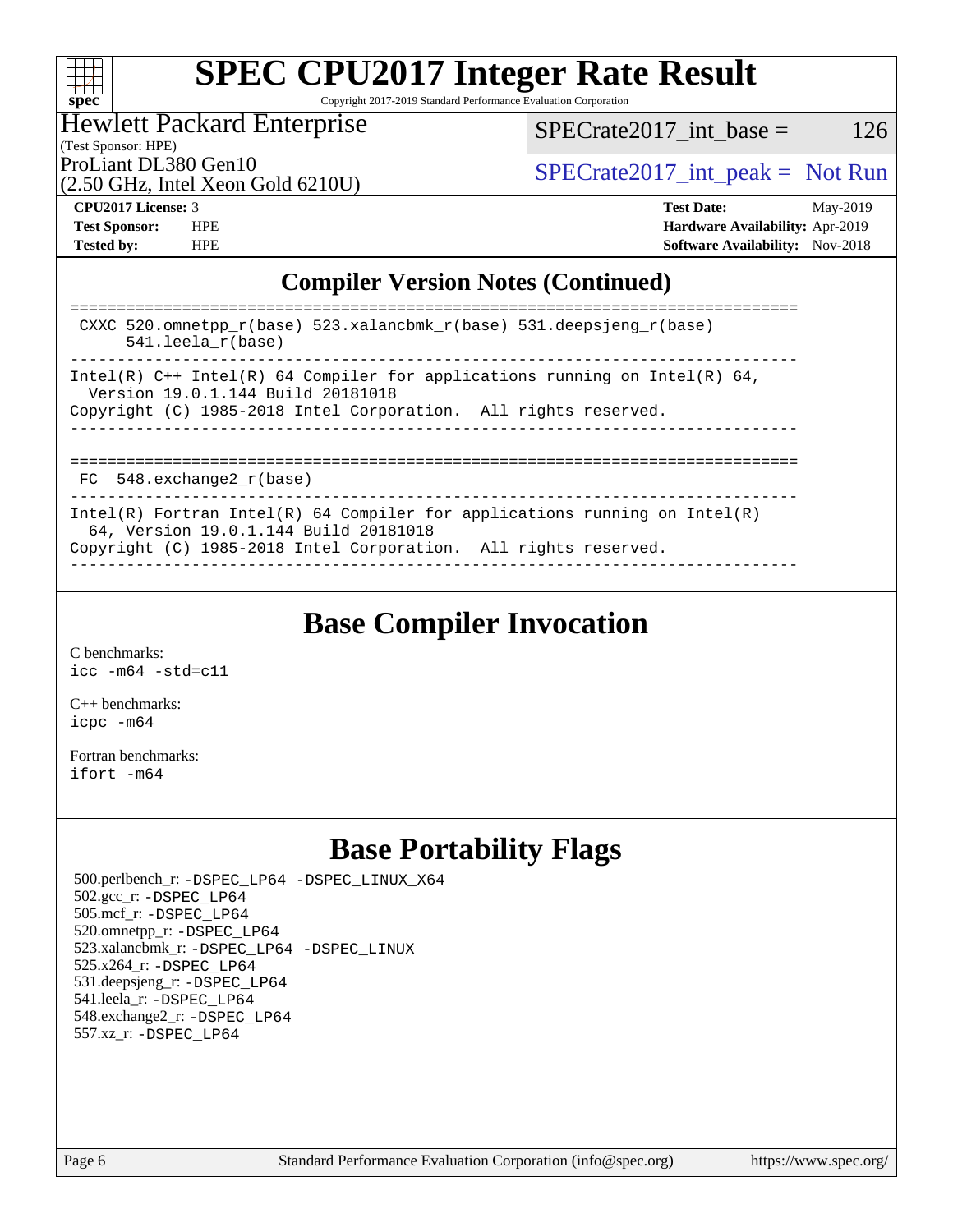## Compiler Version Notes (Continued)

```
==============================================================================
 CXXC 520.omnetpp_r(base) 523.xalancbmk_r(base) 531.deepsjeng_r(base)
      541.leela_r(base)
------------------------------------------------------------------------------
Intel(R) C++ Intel(R) 64 Compiler for applications running on Intel(R) 64,
  Version 19.0.1.144 Build 20181018
Copyright (C) 1985-2018 Intel Corporation.  All rights reserved.
------------------------------------------------------------------------------

==============================================================================
 FC  548.exchange2_r(base)
------------------------------------------------------------------------------
Intel(R) Fortran Intel(R) 64 Compiler for applications running on Intel(R)
  64, Version 19.0.1.144 Build 20181018
Copyright (C) 1985-2018 Intel Corporation.  All rights reserved.
------------------------------------------------------------------------------
```

## Base Compiler Invocation

C benchmarks:
icc -m64 -std=c11

C++ benchmarks:
icpc -m64

Fortran benchmarks:
ifort -m64

## Base Portability Flags

500.perlbench_r: -DSPEC_LP64 -DSPEC_LINUX_X64
502.gcc_r: -DSPEC_LP64
505.mcf_r: -DSPEC_LP64
520.omnetpp_r: -DSPEC_LP64
523.xalancbmk_r: -DSPEC_LP64 -DSPEC_LINUX
525.x264_r: -DSPEC_LP64
531.deepsjeng_r: -DSPEC_LP64
541.leela_r: -DSPEC_LP64
548.exchange2_r: -DSPEC_LP64
557.xz_r: -DSPEC_LP64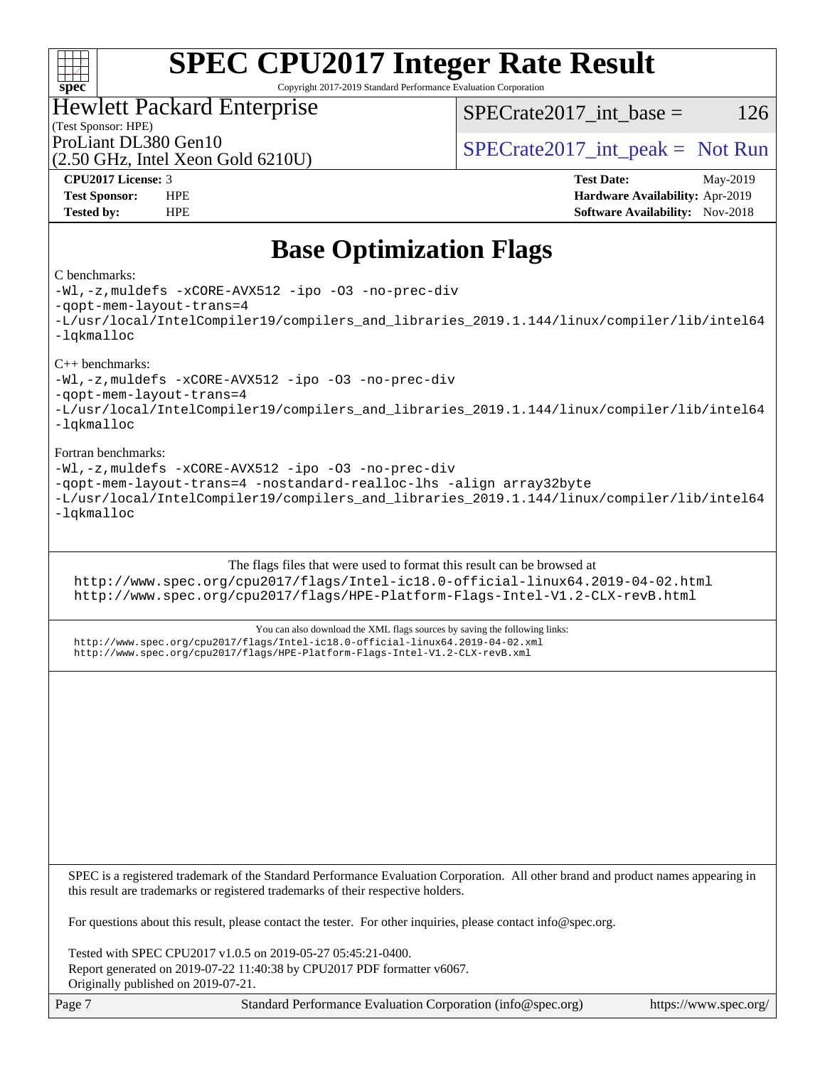# SPEC CPU2017 Integer Rate Result

Copyright 2017-2019 Standard Performance Evaluation Corporation

Hewlett Packard Enterprise
(Test Sponsor: HPE)
ProLiant DL380 Gen10
(2.50 GHz, Intel Xeon Gold 6210U)

SPECrate2017_int_base = 126

SPECrate2017_int_peak = Not Run

**CPU2017 License:** 3
**Test Sponsor:** HPE
**Tested by:** HPE

**Test Date:** May-2019
**Hardware Availability:** Apr-2019
**Software Availability:** Nov-2018

## Base Optimization Flags

C benchmarks:

```
-Wl,-z,muldefs -xCORE-AVX512 -ipo -O3 -no-prec-div
-qopt-mem-layout-trans=4
-L/usr/local/IntelCompiler19/compilers_and_libraries_2019.1.144/linux/compiler/lib/intel64
-lqkmalloc
```

C++ benchmarks:

```
-Wl,-z,muldefs -xCORE-AVX512 -ipo -O3 -no-prec-div
-qopt-mem-layout-trans=4
-L/usr/local/IntelCompiler19/compilers_and_libraries_2019.1.144/linux/compiler/lib/intel64
-lqkmalloc
```

Fortran benchmarks:

```
-Wl,-z,muldefs -xCORE-AVX512 -ipo -O3 -no-prec-div
-qopt-mem-layout-trans=4 -nostandard-realloc-lhs -align array32byte
-L/usr/local/IntelCompiler19/compilers_and_libraries_2019.1.144/linux/compiler/lib/intel64
-lqkmalloc
```

The flags files that were used to format this result can be browsed at
http://www.spec.org/cpu2017/flags/Intel-ic18.0-official-linux64.2019-04-02.html
http://www.spec.org/cpu2017/flags/HPE-Platform-Flags-Intel-V1.2-CLX-revB.html

You can also download the XML flags sources by saving the following links:
http://www.spec.org/cpu2017/flags/Intel-ic18.0-official-linux64.2019-04-02.xml
http://www.spec.org/cpu2017/flags/HPE-Platform-Flags-Intel-V1.2-CLX-revB.xml

SPEC is a registered trademark of the Standard Performance Evaluation Corporation. All other brand and product names appearing in this result are trademarks or registered trademarks of their respective holders.

For questions about this result, please contact the tester. For other inquiries, please contact info@spec.org.

Tested with SPEC CPU2017 v1.0.5 on 2019-05-27 05:45:21-0400.
Report generated on 2019-07-22 11:40:38 by CPU2017 PDF formatter v6067.
Originally published on 2019-07-21.